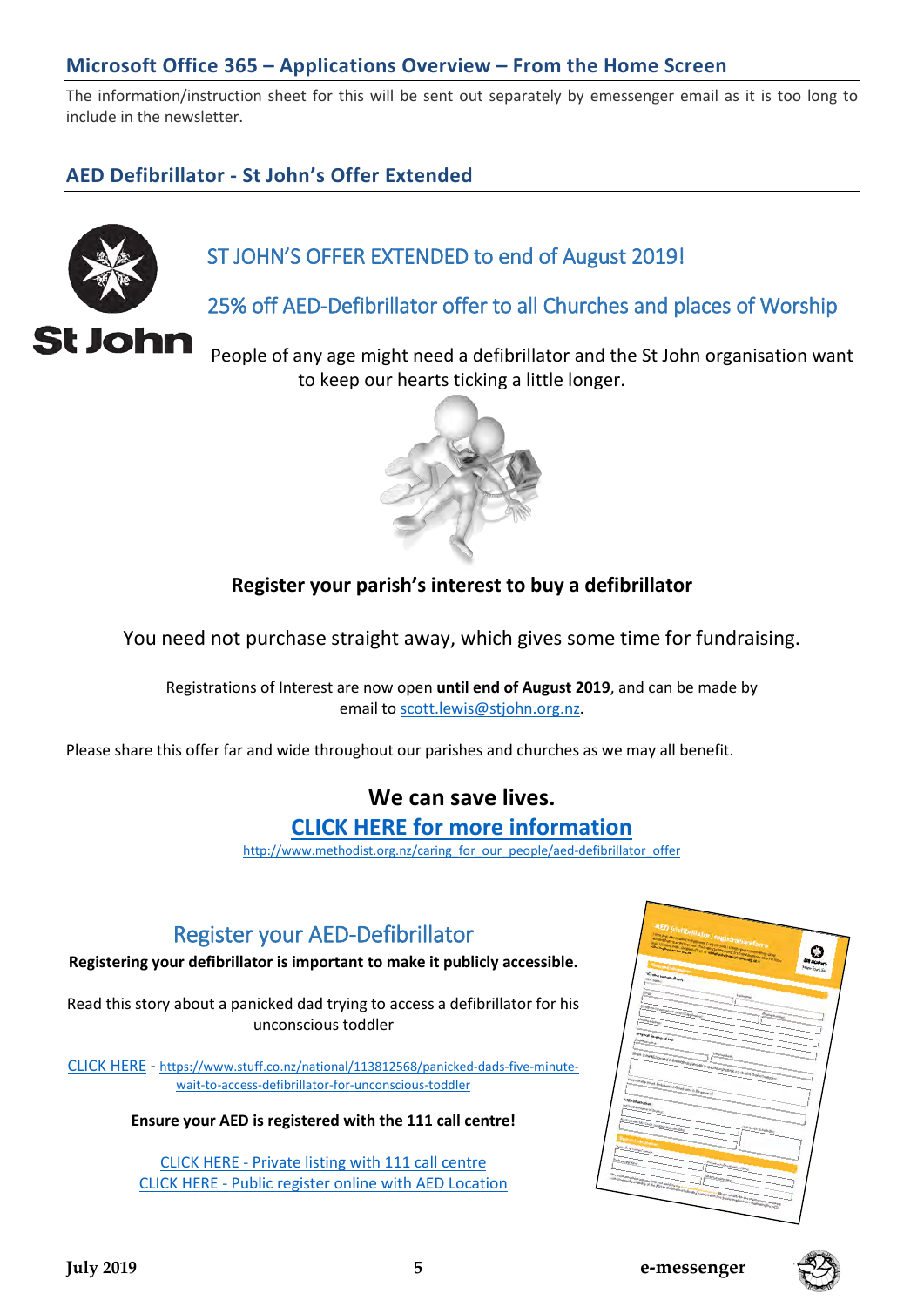## Microsoft Office 365 – Applications Overview – From the Home Screen

The information/instruction sheet for this will be sent out separately by emessenger email as it is too long to include in the newsletter.

## AED Defibrillator - St John's Offer Extended

St John

ST JOHN'S OFFER EXTENDED to end of August 2019!

25% off AED-Defibrillator offer to all Churches and places of Worship

People of any age might need a defibrillator and the St John organisation want to keep our hearts ticking a little longer.

**Register your parish's interest to buy a defibrillator**

You need not purchase straight away, which gives some time for fundraising.

Registrations of Interest are now open **until end of August 2019**, and can be made by email to scott.lewis@stjohn.org.nz.

Please share this offer far and wide throughout our parishes and churches as we may all benefit.

**We can save lives.**

**CLICK HERE for more information**

http://www.methodist.org.nz/caring_for_our_people/aed-defibrillator_offer

## Register your AED-Defibrillator

**Registering your defibrillator is important to make it publicly accessible.**

Read this story about a panicked dad trying to access a defibrillator for his unconscious toddler

CLICK HERE - https://www.stuff.co.nz/national/113812568/panicked-dads-five-minute-wait-to-access-defibrillator-for-unconscious-toddler

**Ensure your AED is registered with the 111 call centre!**

CLICK HERE - Private listing with 111 call centre
CLICK HERE - Public register online with AED Location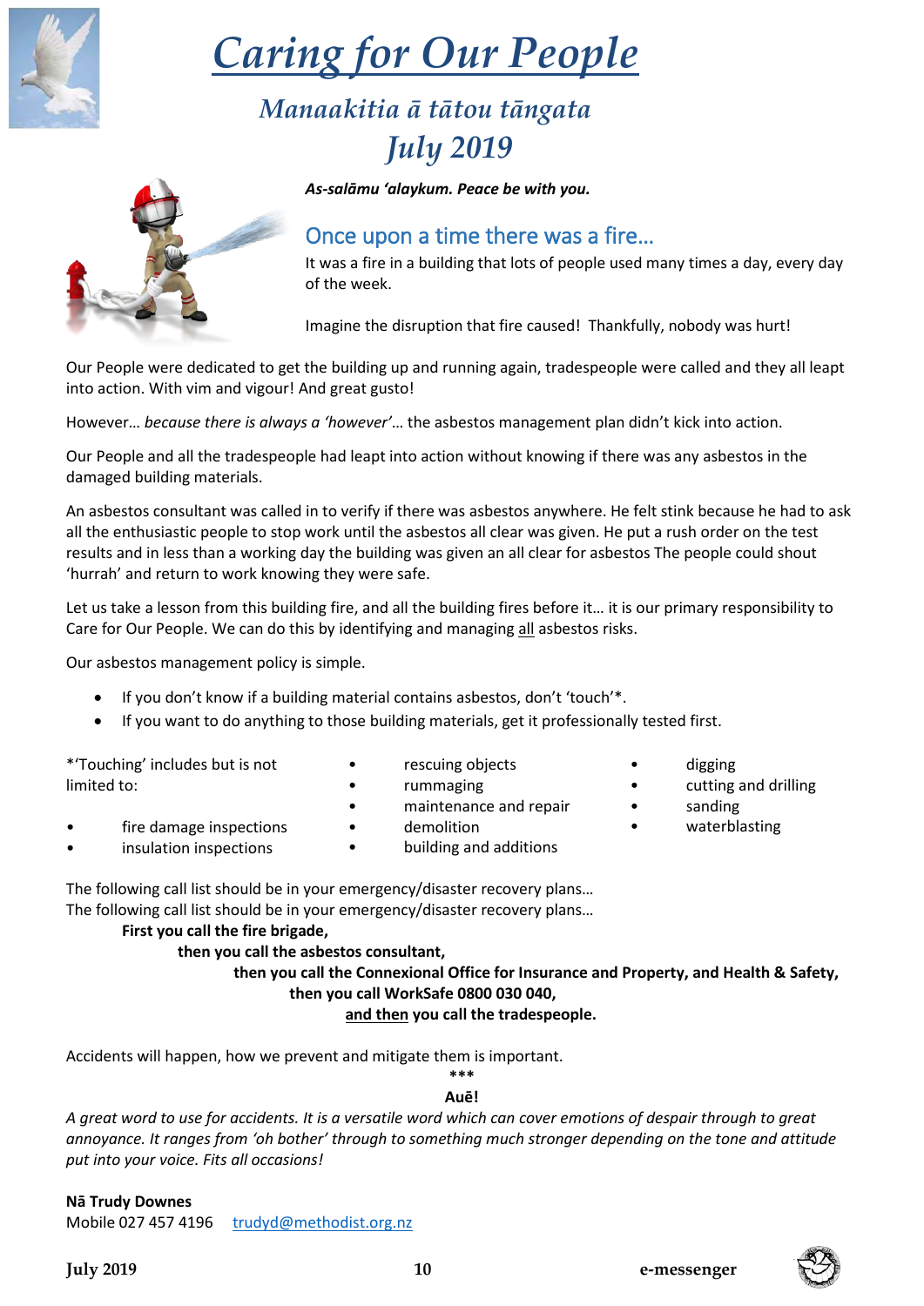# *Caring for Our People*

## *Manaakitia ā tātou tāngata*

## *July 2019*

***As-salāmu 'alaykum. Peace be with you.***

### Once upon a time there was a fire…

It was a fire in a building that lots of people used many times a day, every day of the week.

Imagine the disruption that fire caused! Thankfully, nobody was hurt!

Our People were dedicated to get the building up and running again, tradespeople were called and they all leapt into action. With vim and vigour! And great gusto!

However… *because there is always a 'however'*… the asbestos management plan didn't kick into action.

Our People and all the tradespeople had leapt into action without knowing if there was any asbestos in the damaged building materials.

An asbestos consultant was called in to verify if there was asbestos anywhere. He felt stink because he had to ask all the enthusiastic people to stop work until the asbestos all clear was given. He put a rush order on the test results and in less than a working day the building was given an all clear for asbestos The people could shout 'hurrah' and return to work knowing they were safe.

Let us take a lesson from this building fire, and all the building fires before it… it is our primary responsibility to Care for Our People. We can do this by identifying and managing <u>all</u> asbestos risks.

Our asbestos management policy is simple.

- If you don't know if a building material contains asbestos, don't 'touch'*.
- If you want to do anything to those building materials, get it professionally tested first.

*'Touching' includes but is not limited to:

- fire damage inspections
- insulation inspections
- rescuing objects
- rummaging
- maintenance and repair
- demolition
- building and additions
- digging
- cutting and drilling
- sanding
- waterblasting

The following call list should be in your emergency/disaster recovery plans…
The following call list should be in your emergency/disaster recovery plans…

**First you call the fire brigade,**
**then you call the asbestos consultant,**
**then you call the Connexional Office for Insurance and Property, and Health & Safety,**
**then you call WorkSafe 0800 030 040,**
**<u>and then</u> you call the tradespeople.**

Accidents will happen, how we prevent and mitigate them is important.

***

**Auē!**

*A great word to use for accidents. It is a versatile word which can cover emotions of despair through to great annoyance. It ranges from 'oh bother' through to something much stronger depending on the tone and attitude put into your voice. Fits all occasions!*

**Nā Trudy Downes**
Mobile 027 457 4196  trudyd@methodist.org.nz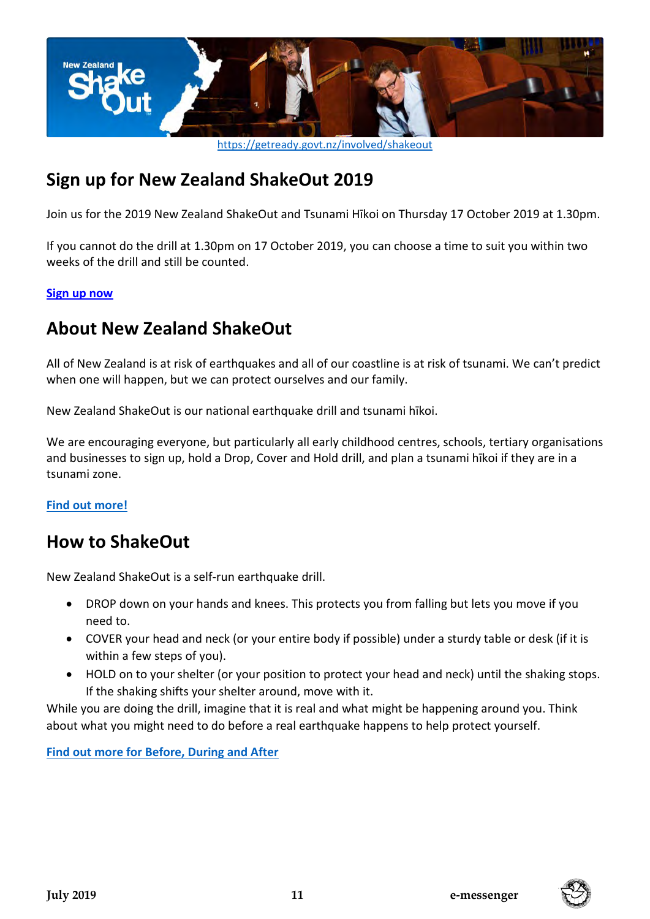https://getready.govt.nz/involved/shakeout

## Sign up for New Zealand ShakeOut 2019

Join us for the 2019 New Zealand ShakeOut and Tsunami Hīkoi on Thursday 17 October 2019 at 1.30pm.

If you cannot do the drill at 1.30pm on 17 October 2019, you can choose a time to suit you within two weeks of the drill and still be counted.

**Sign up now**

## About New Zealand ShakeOut

All of New Zealand is at risk of earthquakes and all of our coastline is at risk of tsunami. We can't predict when one will happen, but we can protect ourselves and our family.

New Zealand ShakeOut is our national earthquake drill and tsunami hīkoi.

We are encouraging everyone, but particularly all early childhood centres, schools, tertiary organisations and businesses to sign up, hold a Drop, Cover and Hold drill, and plan a tsunami hīkoi if they are in a tsunami zone.

**Find out more!**

## How to ShakeOut

New Zealand ShakeOut is a self-run earthquake drill.

- DROP down on your hands and knees. This protects you from falling but lets you move if you need to.
- COVER your head and neck (or your entire body if possible) under a sturdy table or desk (if it is within a few steps of you).
- HOLD on to your shelter (or your position to protect your head and neck) until the shaking stops. If the shaking shifts your shelter around, move with it.

While you are doing the drill, imagine that it is real and what might be happening around you. Think about what you might need to do before a real earthquake happens to help protect yourself.

**Find out more for Before, During and After**